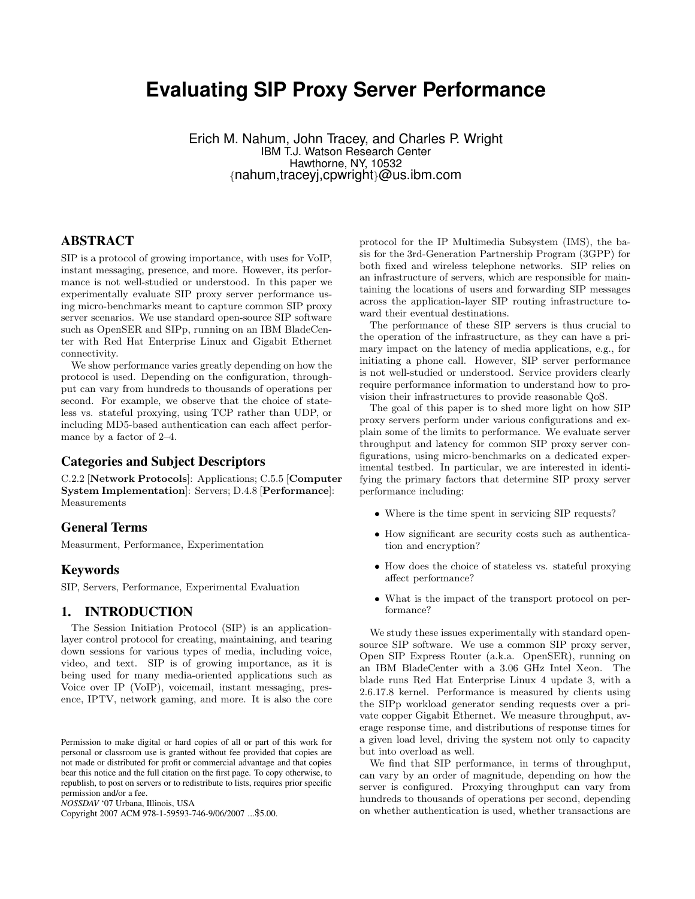# Evaluating SIP Proxy Server Performance

Erich M. Nahum, John Tracey, and Charles P. Wright
IBM T.J. Watson Research Center
Hawthorne, NY, 10532
{nahum,traceyj,cpwright}@us.ibm.com

## ABSTRACT

SIP is a protocol of growing importance, with uses for VoIP, instant messaging, presence, and more. However, its performance is not well-studied or understood. In this paper we experimentally evaluate SIP proxy server performance using micro-benchmarks meant to capture common SIP proxy server scenarios. We use standard open-source SIP software such as OpenSER and SIPp, running on an IBM BladeCenter with Red Hat Enterprise Linux and Gigabit Ethernet connectivity.

We show performance varies greatly depending on how the protocol is used. Depending on the configuration, throughput can vary from hundreds to thousands of operations per second. For example, we observe that the choice of stateless vs. stateful proxying, using TCP rather than UDP, or including MD5-based authentication can each affect performance by a factor of 2–4.

### Categories and Subject Descriptors

C.2.2 [**Network Protocols**]: Applications; C.5.5 [**Computer System Implementation**]: Servers; D.4.8 [**Performance**]: Measurements

### General Terms

Measurment, Performance, Experimentation

### Keywords

SIP, Servers, Performance, Experimental Evaluation

## 1. INTRODUCTION

The Session Initiation Protocol (SIP) is an application-layer control protocol for creating, maintaining, and tearing down sessions for various types of media, including voice, video, and text. SIP is of growing importance, as it is being used for many media-oriented applications such as Voice over IP (VoIP), voicemail, instant messaging, presence, IPTV, network gaming, and more. It is also the core protocol for the IP Multimedia Subsystem (IMS), the basis for the 3rd-Generation Partnership Program (3GPP) for both fixed and wireless telephone networks. SIP relies on an infrastructure of servers, which are responsible for maintaining the locations of users and forwarding SIP messages across the application-layer SIP routing infrastructure toward their eventual destinations.

The performance of these SIP servers is thus crucial to the operation of the infrastructure, as they can have a primary impact on the latency of media applications, e.g., for initiating a phone call. However, SIP server performance is not well-studied or understood. Service providers clearly require performance information to understand how to provision their infrastructures to provide reasonable QoS.

The goal of this paper is to shed more light on how SIP proxy servers perform under various configurations and explain some of the limits to performance. We evaluate server throughput and latency for common SIP proxy server configurations, using micro-benchmarks on a dedicated experimental testbed. In particular, we are interested in identifying the primary factors that determine SIP proxy server performance including:

- Where is the time spent in servicing SIP requests?
- How significant are security costs such as authentication and encryption?
- How does the choice of stateless vs. stateful proxying affect performance?
- What is the impact of the transport protocol on performance?

We study these issues experimentally with standard open-source SIP software. We use a common SIP proxy server, Open SIP Express Router (a.k.a. OpenSER), running on an IBM BladeCenter with a 3.06 GHz Intel Xeon. The blade runs Red Hat Enterprise Linux 4 update 3, with a 2.6.17.8 kernel. Performance is measured by clients using the SIPp workload generator sending requests over a private copper Gigabit Ethernet. We measure throughput, average response time, and distributions of response times for a given load level, driving the system not only to capacity but into overload as well.

We find that SIP performance, in terms of throughput, can vary by an order of magnitude, depending on how the server is configured. Proxying throughput can vary from hundreds to thousands of operations per second, depending on whether authentication is used, whether transactions are

Permission to make digital or hard copies of all or part of this work for personal or classroom use is granted without fee provided that copies are not made or distributed for profit or commercial advantage and that copies bear this notice and the full citation on the first page. To copy otherwise, to republish, to post on servers or to redistribute to lists, requires prior specific permission and/or a fee.
*NOSSDAV* '07 Urbana, Illinois, USA
Copyright 2007 ACM 978-1-59593-746-9/06/2007 ...$5.00.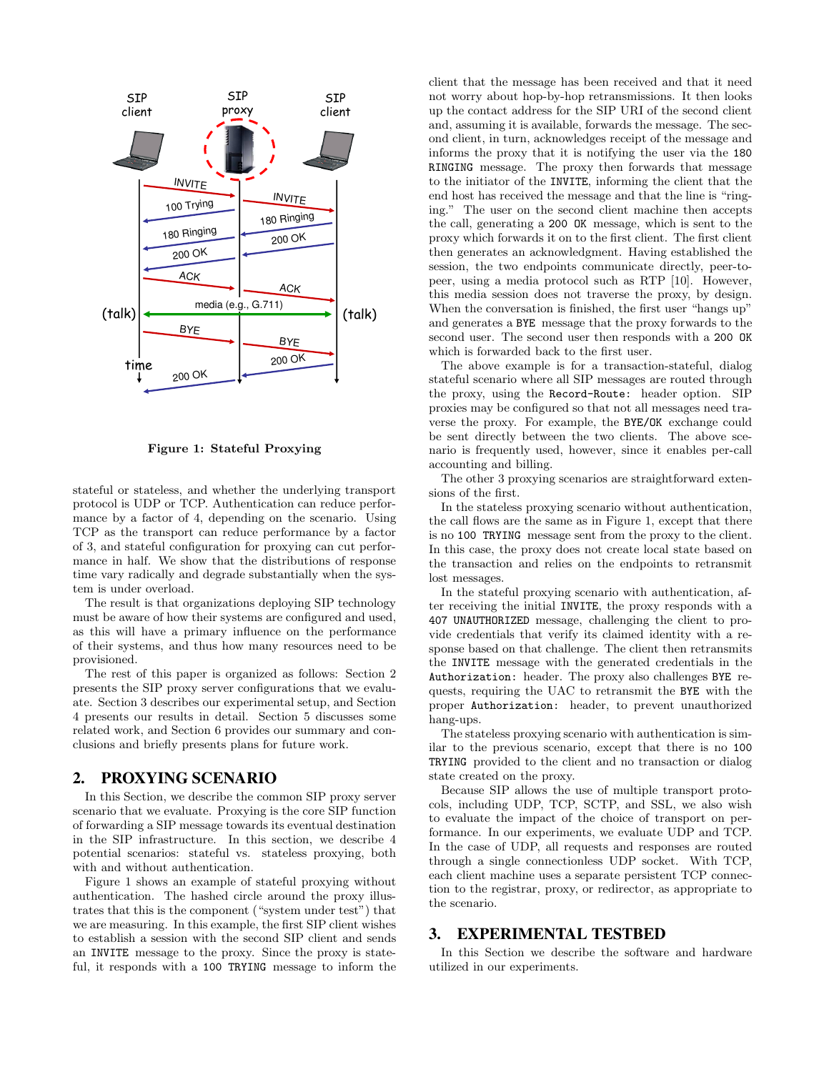Figure 1: Stateful Proxying

stateful or stateless, and whether the underlying transport protocol is UDP or TCP. Authentication can reduce performance by a factor of 4, depending on the scenario. Using TCP as the transport can reduce performance by a factor of 3, and stateful configuration for proxying can cut performance in half. We show that the distributions of response time vary radically and degrade substantially when the system is under overload.

The result is that organizations deploying SIP technology must be aware of how their systems are configured and used, as this will have a primary influence on the performance of their systems, and thus how many resources need to be provisioned.

The rest of this paper is organized as follows: Section 2 presents the SIP proxy server configurations that we evaluate. Section 3 describes our experimental setup, and Section 4 presents our results in detail. Section 5 discusses some related work, and Section 6 provides our summary and conclusions and briefly presents plans for future work.

## 2. PROXYING SCENARIO

In this Section, we describe the common SIP proxy server scenario that we evaluate. Proxying is the core SIP function of forwarding a SIP message towards its eventual destination in the SIP infrastructure. In this section, we describe 4 potential scenarios: stateful vs. stateless proxying, both with and without authentication.

Figure 1 shows an example of stateful proxying without authentication. The hashed circle around the proxy illustrates that this is the component ("system under test") that we are measuring. In this example, the first SIP client wishes to establish a session with the second SIP client and sends an `INVITE` message to the proxy. Since the proxy is stateful, it responds with a `100 TRYING` message to inform the client that the message has been received and that it need not worry about hop-by-hop retransmissions. It then looks up the contact address for the SIP URI of the second client and, assuming it is available, forwards the message. The second client, in turn, acknowledges receipt of the message and informs the proxy that it is notifying the user via the `180 RINGING` message. The proxy then forwards that message to the initiator of the `INVITE`, informing the client that the end host has received the message and that the line is "ringing." The user on the second client machine then accepts the call, generating a `200 OK` message, which is sent to the proxy which forwards it on to the first client. The first client then generates an acknowledgment. Having established the session, the two endpoints communicate directly, peer-to-peer, using a media protocol such as RTP [10]. However, this media session does not traverse the proxy, by design. When the conversation is finished, the first user "hangs up" and generates a `BYE` message that the proxy forwards to the second user. The second user then responds with a `200 OK` which is forwarded back to the first user.

The above example is for a transaction-stateful, dialog stateful scenario where all SIP messages are routed through the proxy, using the `Record-Route:` header option. SIP proxies may be configured so that not all messages need traverse the proxy. For example, the `BYE/OK` exchange could be sent directly between the two clients. The above scenario is frequently used, however, since it enables per-call accounting and billing.

The other 3 proxying scenarios are straightforward extensions of the first.

In the stateless proxying scenario without authentication, the call flows are the same as in Figure 1, except that there is no `100 TRYING` message sent from the proxy to the client. In this case, the proxy does not create local state based on the transaction and relies on the endpoints to retransmit lost messages.

In the stateful proxying scenario with authentication, after receiving the initial `INVITE`, the proxy responds with a `407 UNAUTHORIZED` message, challenging the client to provide credentials that verify its claimed identity with a response based on that challenge. The client then retransmits the `INVITE` message with the generated credentials in the `Authorization:` header. The proxy also challenges `BYE` requests, requiring the UAC to retransmit the `BYE` with the proper `Authorization:` header, to prevent unauthorized hang-ups.

The stateless proxying scenario with authentication is similar to the previous scenario, except that there is no `100 TRYING` provided to the client and no transaction or dialog state created on the proxy.

Because SIP allows the use of multiple transport protocols, including UDP, TCP, SCTP, and SSL, we also wish to evaluate the impact of the choice of transport on performance. In our experiments, we evaluate UDP and TCP. In the case of UDP, all requests and responses are routed through a single connectionless UDP socket. With TCP, each client machine uses a separate persistent TCP connection to the registrar, proxy, or redirector, as appropriate to the scenario.

## 3. EXPERIMENTAL TESTBED

In this Section we describe the software and hardware utilized in our experiments.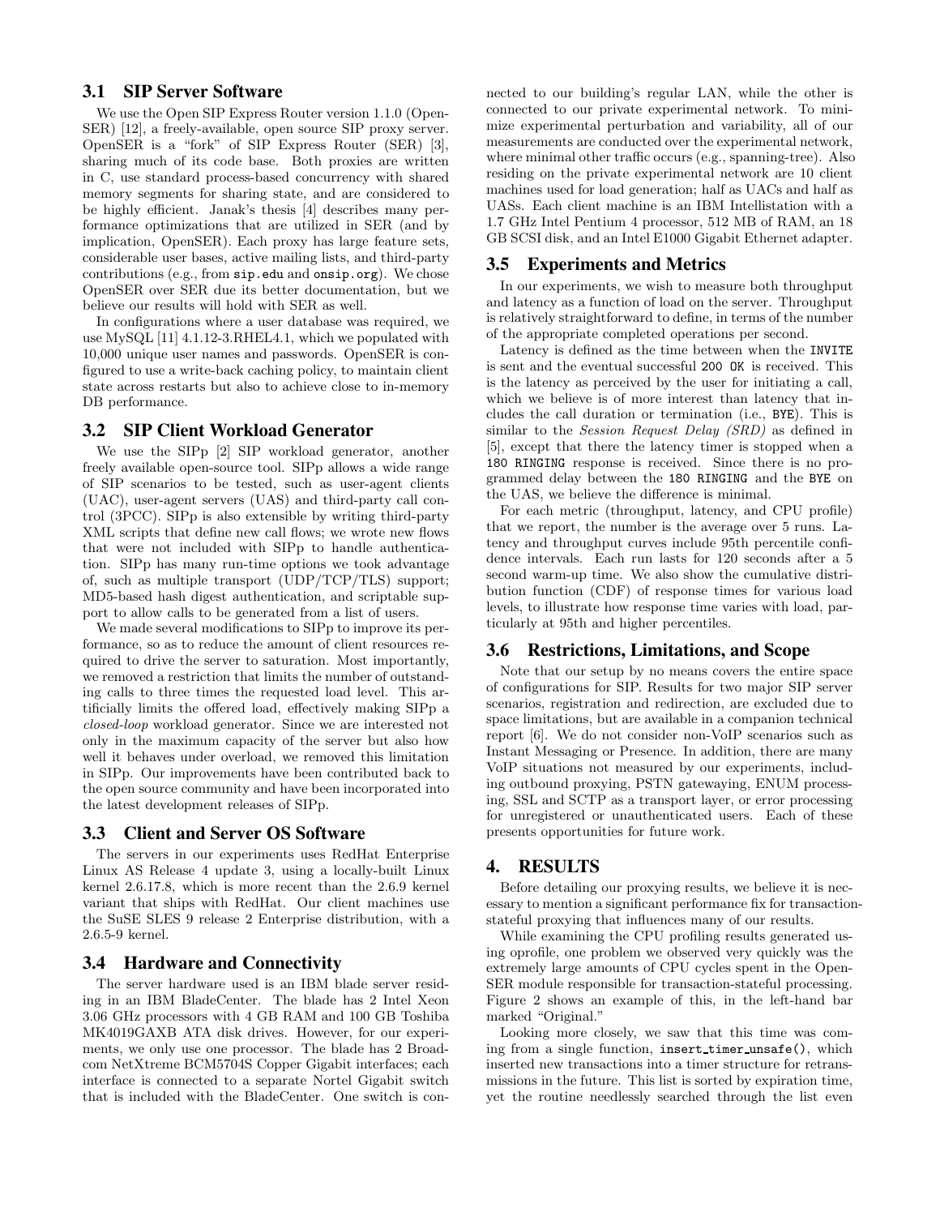### 3.1 SIP Server Software

We use the Open SIP Express Router version 1.1.0 (OpenSER) [12], a freely-available, open source SIP proxy server. OpenSER is a "fork" of SIP Express Router (SER) [3], sharing much of its code base. Both proxies are written in C, use standard process-based concurrency with shared memory segments for sharing state, and are considered to be highly efficient. Janak's thesis [4] describes many performance optimizations that are utilized in SER (and by implication, OpenSER). Each proxy has large feature sets, considerable user bases, active mailing lists, and third-party contributions (e.g., from `sip.edu` and `onsip.org`). We chose OpenSER over SER due its better documentation, but we believe our results will hold with SER as well.

In configurations where a user database was required, we use MySQL [11] 4.1.12-3.RHEL4.1, which we populated with 10,000 unique user names and passwords. OpenSER is configured to use a write-back caching policy, to maintain client state across restarts but also to achieve close to in-memory DB performance.

### 3.2 SIP Client Workload Generator

We use the SIPp [2] SIP workload generator, another freely available open-source tool. SIPp allows a wide range of SIP scenarios to be tested, such as user-agent clients (UAC), user-agent servers (UAS) and third-party call control (3PCC). SIPp is also extensible by writing third-party XML scripts that define new call flows; we wrote new flows that were not included with SIPp to handle authentication. SIPp has many run-time options we took advantage of, such as multiple transport (UDP/TCP/TLS) support; MD5-based hash digest authentication, and scriptable support to allow calls to be generated from a list of users.

We made several modifications to SIPp to improve its performance, so as to reduce the amount of client resources required to drive the server to saturation. Most importantly, we removed a restriction that limits the number of outstanding calls to three times the requested load level. This artificially limits the offered load, effectively making SIPp a *closed-loop* workload generator. Since we are interested not only in the maximum capacity of the server but also how well it behaves under overload, we removed this limitation in SIPp. Our improvements have been contributed back to the open source community and have been incorporated into the latest development releases of SIPp.

### 3.3 Client and Server OS Software

The servers in our experiments uses RedHat Enterprise Linux AS Release 4 update 3, using a locally-built Linux kernel 2.6.17.8, which is more recent than the 2.6.9 kernel variant that ships with RedHat. Our client machines use the SuSE SLES 9 release 2 Enterprise distribution, with a 2.6.5-9 kernel.

### 3.4 Hardware and Connectivity

The server hardware used is an IBM blade server residing in an IBM BladeCenter. The blade has 2 Intel Xeon 3.06 GHz processors with 4 GB RAM and 100 GB Toshiba MK4019GAXB ATA disk drives. However, for our experiments, we only use one processor. The blade has 2 Broadcom NetXtreme BCM5704S Copper Gigabit interfaces; each interface is connected to a separate Nortel Gigabit switch that is included with the BladeCenter. One switch is connected to our building's regular LAN, while the other is connected to our private experimental network. To minimize experimental perturbation and variability, all of our measurements are conducted over the experimental network, where minimal other traffic occurs (e.g., spanning-tree). Also residing on the private experimental network are 10 client machines used for load generation; half as UACs and half as UASs. Each client machine is an IBM Intellistation with a 1.7 GHz Intel Pentium 4 processor, 512 MB of RAM, an 18 GB SCSI disk, and an Intel E1000 Gigabit Ethernet adapter.

### 3.5 Experiments and Metrics

In our experiments, we wish to measure both throughput and latency as a function of load on the server. Throughput is relatively straightforward to define, in terms of the number of the appropriate completed operations per second.

Latency is defined as the time between when the `INVITE` is sent and the eventual successful `200 OK` is received. This is the latency as perceived by the user for initiating a call, which we believe is of more interest than latency that includes the call duration or termination (i.e., `BYE`). This is similar to the *Session Request Delay (SRD)* as defined in [5], except that there the latency timer is stopped when a `180 RINGING` response is received. Since there is no programmed delay between the `180 RINGING` and the `BYE` on the UAS, we believe the difference is minimal.

For each metric (throughput, latency, and CPU profile) that we report, the number is the average over 5 runs. Latency and throughput curves include 95th percentile confidence intervals. Each run lasts for 120 seconds after a 5 second warm-up time. We also show the cumulative distribution function (CDF) of response times for various load levels, to illustrate how response time varies with load, particularly at 95th and higher percentiles.

### 3.6 Restrictions, Limitations, and Scope

Note that our setup by no means covers the entire space of configurations for SIP. Results for two major SIP server scenarios, registration and redirection, are excluded due to space limitations, but are available in a companion technical report [6]. We do not consider non-VoIP scenarios such as Instant Messaging or Presence. In addition, there are many VoIP situations not measured by our experiments, including outbound proxying, PSTN gatewaying, ENUM processing, SSL and SCTP as a transport layer, or error processing for unregistered or unauthenticated users. Each of these presents opportunities for future work.

## 4. RESULTS

Before detailing our proxying results, we believe it is necessary to mention a significant performance fix for transaction-stateful proxying that influences many of our results.

While examining the CPU profiling results generated using oprofile, one problem we observed very quickly was the extremely large amounts of CPU cycles spent in the OpenSER module responsible for transaction-stateful processing. Figure 2 shows an example of this, in the left-hand bar marked "Original."

Looking more closely, we saw that this time was coming from a single function, `insert_timer_unsafe()`, which inserted new transactions into a timer structure for retransmissions in the future. This list is sorted by expiration time, yet the routine needlessly searched through the list even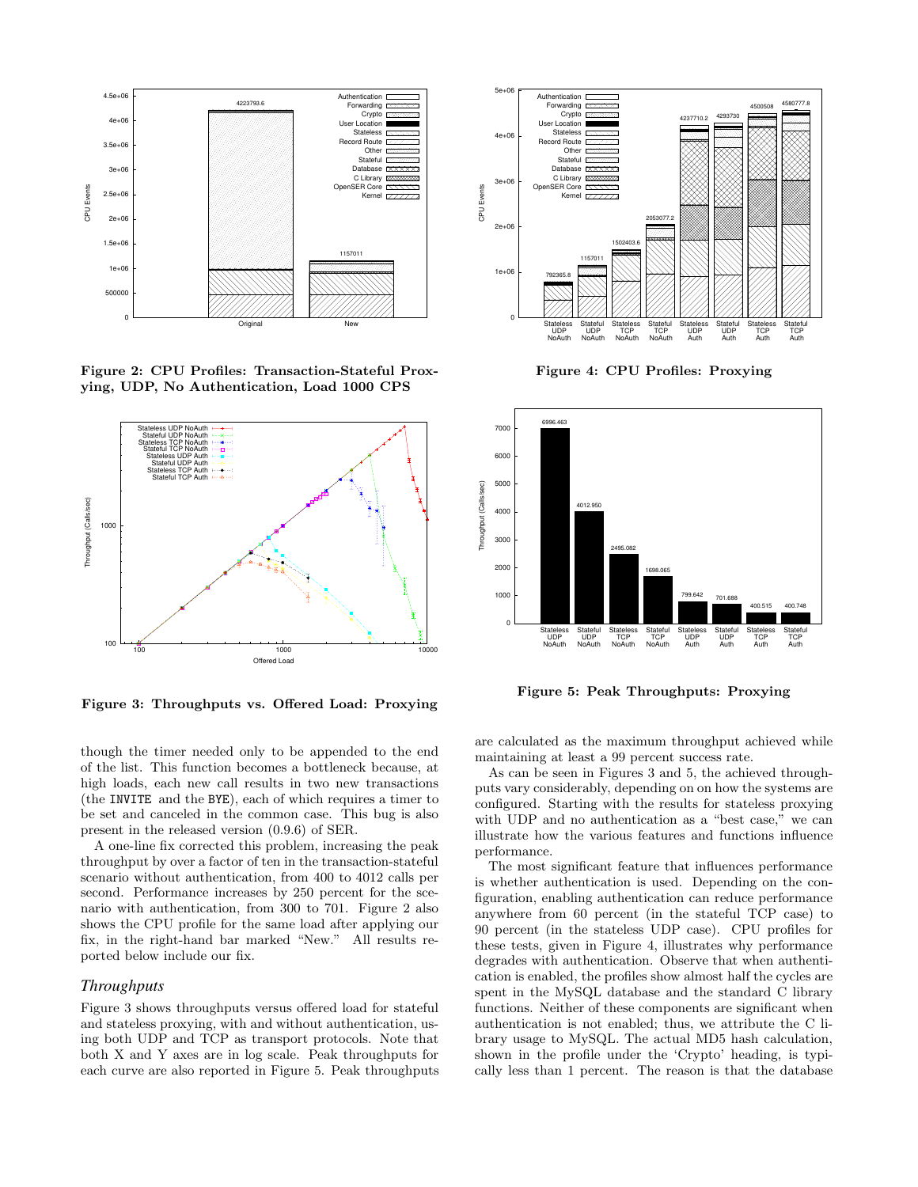Figure 2: CPU Profiles: Transaction-Stateful Proxying, UDP, No Authentication, Load 1000 CPS

Figure 4: CPU Profiles: Proxying

Figure 3: Throughputs vs. Offered Load: Proxying

Figure 5: Peak Throughputs: Proxying

though the timer needed only to be appended to the end of the list. This function becomes a bottleneck because, at high loads, each new call results in two new transactions (the INVITE and the BYE), each of which requires a timer to be set and canceled in the common case. This bug is also present in the released version (0.9.6) of SER.

A one-line fix corrected this problem, increasing the peak throughput by over a factor of ten in the transaction-stateful scenario without authentication, from 400 to 4012 calls per second. Performance increases by 250 percent for the scenario with authentication, from 300 to 701. Figure 2 also shows the CPU profile for the same load after applying our fix, in the right-hand bar marked "New." All results reported below include our fix.

### *Throughputs*

Figure 3 shows throughputs versus offered load for stateful and stateless proxying, with and without authentication, using both UDP and TCP as transport protocols. Note that both X and Y axes are in log scale. Peak throughputs for each curve are also reported in Figure 5. Peak throughputs are calculated as the maximum throughput achieved while maintaining at least a 99 percent success rate.

As can be seen in Figures 3 and 5, the achieved throughputs vary considerably, depending on how the systems are configured. Starting with the results for stateless proxying with UDP and no authentication as a "best case," we can illustrate how the various features and functions influence performance.

The most significant feature that influences performance is whether authentication is used. Depending on the configuration, enabling authentication can reduce performance anywhere from 60 percent (in the stateful TCP case) to 90 percent (in the stateless UDP case). CPU profiles for these tests, given in Figure 4, illustrates why performance degrades with authentication. Observe that when authentication is enabled, the profiles show almost half the cycles are spent in the MySQL database and the standard C library functions. Neither of these components are significant when authentication is not enabled; thus, we attribute the C library usage to MySQL. The actual MD5 hash calculation, shown in the profile under the 'Crypto' heading, is typically less than 1 percent. The reason is that the database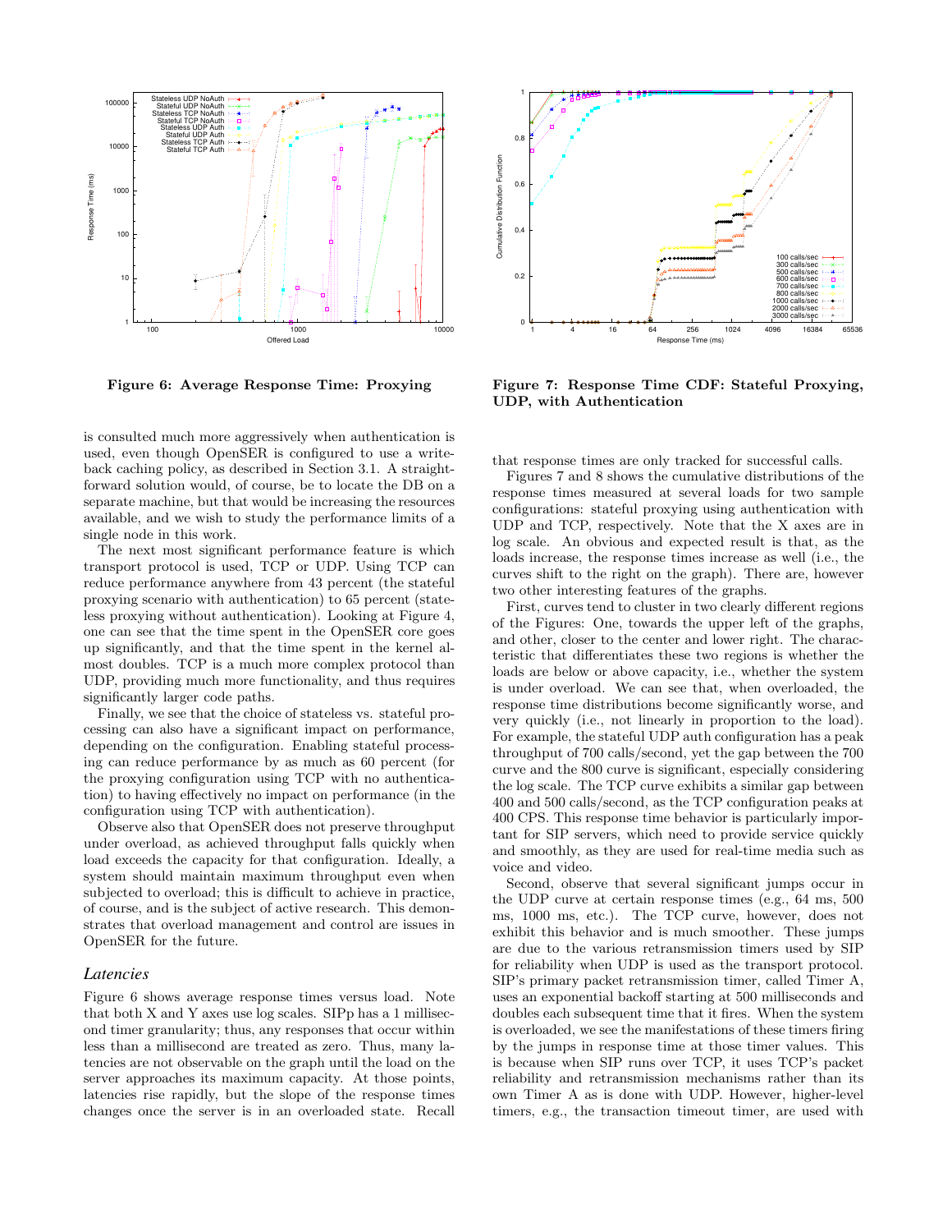Figure 6: Average Response Time: Proxying

Figure 7: Response Time CDF: Stateful Proxying, UDP, with Authentication

is consulted much more aggressively when authentication is used, even though OpenSER is configured to use a write-back caching policy, as described in Section 3.1. A straightforward solution would, of course, be to locate the DB on a separate machine, but that would be increasing the resources available, and we wish to study the performance limits of a single node in this work.

The next most significant performance feature is which transport protocol is used, TCP or UDP. Using TCP can reduce performance anywhere from 43 percent (the stateful proxying scenario with authentication) to 65 percent (stateless proxying without authentication). Looking at Figure 4, one can see that the time spent in the OpenSER core goes up significantly, and that the time spent in the kernel almost doubles. TCP is a much more complex protocol than UDP, providing much more functionality, and thus requires significantly larger code paths.

Finally, we see that the choice of stateless vs. stateful processing can also have a significant impact on performance, depending on the configuration. Enabling stateful processing can reduce performance by as much as 60 percent (for the proxying configuration using TCP with no authentication) to having effectively no impact on performance (in the configuration using TCP with authentication).

Observe also that OpenSER does not preserve throughput under overload, as achieved throughput falls quickly when load exceeds the capacity for that configuration. Ideally, a system should maintain maximum throughput even when subjected to overload; this is difficult to achieve in practice, of course, and is the subject of active research. This demonstrates that overload management and control are issues in OpenSER for the future.

### *Latencies*

Figure 6 shows average response times versus load. Note that both X and Y axes use log scales. SIPp has a 1 millisecond timer granularity; thus, any responses that occur within less than a millisecond are treated as zero. Thus, many latencies are not observable on the graph until the load on the server approaches its maximum capacity. At those points, latencies rise rapidly, but the slope of the response times changes once the server is in an overloaded state. Recall that response times are only tracked for successful calls.

Figures 7 and 8 shows the cumulative distributions of the response times measured at several loads for two sample configurations: stateful proxying using authentication with UDP and TCP, respectively. Note that the X axes are in log scale. An obvious and expected result is that, as the loads increase, the response times increase as well (i.e., the curves shift to the right on the graph). There are, however two other interesting features of the graphs.

First, curves tend to cluster in two clearly different regions of the Figures: One, towards the upper left of the graphs, and other, closer to the center and lower right. The characteristic that differentiates these two regions is whether the loads are below or above capacity, i.e., whether the system is under overload. We can see that, when overloaded, the response time distributions become significantly worse, and very quickly (i.e., not linearly in proportion to the load). For example, the stateful UDP auth configuration has a peak throughput of 700 calls/second, yet the gap between the 700 curve and the 800 curve is significant, especially considering the log scale. The TCP curve exhibits a similar gap between 400 and 500 calls/second, as the TCP configuration peaks at 400 CPS. This response time behavior is particularly important for SIP servers, which need to provide service quickly and smoothly, as they are used for real-time media such as voice and video.

Second, observe that several significant jumps occur in the UDP curve at certain response times (e.g., 64 ms, 500 ms, 1000 ms, etc.). The TCP curve, however, does not exhibit this behavior and is much smoother. These jumps are due to the various retransmission timers used by SIP for reliability when UDP is used as the transport protocol. SIP's primary packet retransmission timer, called Timer A, uses an exponential backoff starting at 500 milliseconds and doubles each subsequent time that it fires. When the system is overloaded, we see the manifestations of these timers firing by the jumps in response time at those timer values. This is because when SIP runs over TCP, it uses TCP's packet reliability and retransmission mechanisms rather than its own Timer A as is done with UDP. However, higher-level timers, e.g., the transaction timeout timer, are used with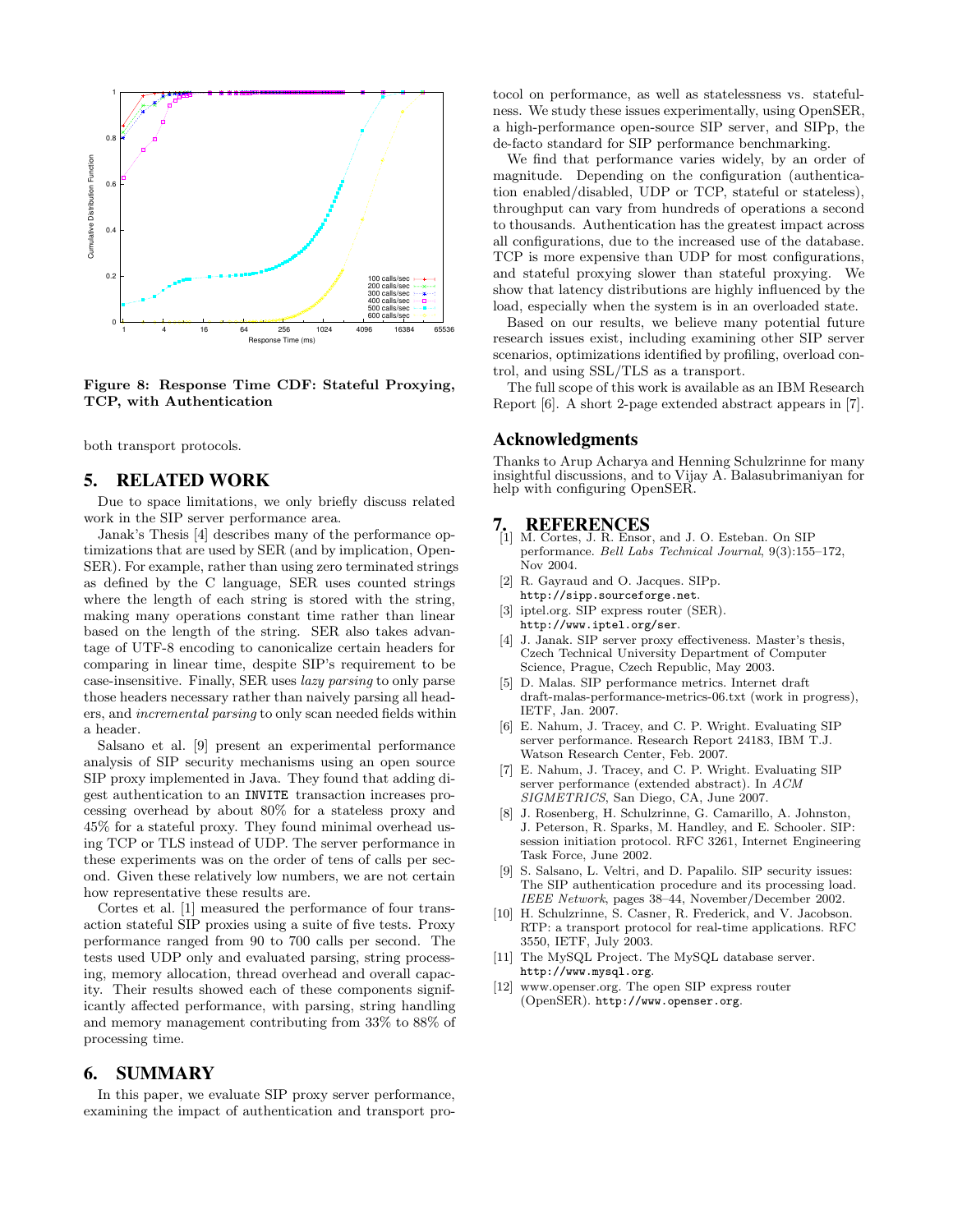Cumulative Distribution Function

Response Time (ms)

1
4
16
64
256
1024
4096
16384
65536

0
0.2
0.4
0.6
0.8
1

100 calls/sec
200 calls/sec
300 calls/sec
400 calls/sec
500 calls/sec
600 calls/sec

**Figure 8: Response Time CDF: Stateful Proxying, TCP, with Authentication**

both transport protocols.

## 5. RELATED WORK

Due to space limitations, we only briefly discuss related work in the SIP server performance area.

Janak's Thesis [4] describes many of the performance optimizations that are used by SER (and by implication, OpenSER). For example, rather than using zero terminated strings as defined by the C language, SER uses counted strings where the length of each string is stored with the string, making many operations constant time rather than linear based on the length of the string. SER also takes advantage of UTF-8 encoding to canonicalize certain headers for comparing in linear time, despite SIP's requirement to be case-insensitive. Finally, SER uses *lazy parsing* to only parse those headers necessary rather than naively parsing all headers, and *incremental parsing* to only scan needed fields within a header.

Salsano et al. [9] present an experimental performance analysis of SIP security mechanisms using an open source SIP proxy implemented in Java. They found that adding digest authentication to an `INVITE` transaction increases processing overhead by about 80% for a stateless proxy and 45% for a stateful proxy. They found minimal overhead using TCP or TLS instead of UDP. The server performance in these experiments was on the order of tens of calls per second. Given these relatively low numbers, we are not certain how representative these results are.

Cortes et al. [1] measured the performance of four transaction stateful SIP proxies using a suite of five tests. Proxy performance ranged from 90 to 700 calls per second. The tests used UDP only and evaluated parsing, string processing, memory allocation, thread overhead and overall capacity. Their results showed each of these components significantly affected performance, with parsing, string handling and memory management contributing from 33% to 88% of processing time.

## 6. SUMMARY

In this paper, we evaluate SIP proxy server performance, examining the impact of authentication and transport protocol on performance, as well as statelessness vs. statefulness. We study these issues experimentally, using OpenSER, a high-performance open-source SIP server, and SIPp, the de-facto standard for SIP performance benchmarking.

We find that performance varies widely, by an order of magnitude. Depending on the configuration (authentication enabled/disabled, UDP or TCP, stateful or stateless), throughput can vary from hundreds of operations a second to thousands. Authentication has the greatest impact across all configurations, due to the increased use of the database. TCP is more expensive than UDP for most configurations, and stateful proxying slower than stateful proxying. We show that latency distributions are highly influenced by the load, especially when the system is in an overloaded state.

Based on our results, we believe many potential future research issues exist, including examining other SIP server scenarios, optimizations identified by profiling, overload control, and using SSL/TLS as a transport.

The full scope of this work is available as an IBM Research Report [6]. A short 2-page extended abstract appears in [7].

## Acknowledgments

Thanks to Arup Acharya and Henning Schulzrinne for many insightful discussions, and to Vijay A. Balasubrimaniyan for help with configuring OpenSER.

## 7. REFERENCES

[1] M. Cortes, J. R. Ensor, and J. O. Esteban. On SIP performance. *Bell Labs Technical Journal*, 9(3):155–172, Nov 2004.

[2] R. Gayraud and O. Jacques. SIPp. `http://sipp.sourceforge.net`.

[3] iptel.org. SIP express router (SER). `http://www.iptel.org/ser`.

[4] J. Janak. SIP server proxy effectiveness. Master's thesis, Czech Technical University Department of Computer Science, Prague, Czech Republic, May 2003.

[5] D. Malas. SIP performance metrics. Internet draft draft-malas-performance-metrics-06.txt (work in progress), IETF, Jan. 2007.

[6] E. Nahum, J. Tracey, and C. P. Wright. Evaluating SIP server performance. Research Report 24183, IBM T.J. Watson Research Center, Feb. 2007.

[7] E. Nahum, J. Tracey, and C. P. Wright. Evaluating SIP server performance (extended abstract). In *ACM SIGMETRICS*, San Diego, CA, June 2007.

[8] J. Rosenberg, H. Schulzrinne, G. Camarillo, A. Johnston, J. Peterson, R. Sparks, M. Handley, and E. Schooler. SIP: session initiation protocol. RFC 3261, Internet Engineering Task Force, June 2002.

[9] S. Salsano, L. Veltri, and D. Papalilo. SIP security issues: The SIP authentication procedure and its processing load. *IEEE Network*, pages 38–44, November/December 2002.

[10] H. Schulzrinne, S. Casner, R. Frederick, and V. Jacobson. RTP: a transport protocol for real-time applications. RFC 3550, IETF, July 2003.

[11] The MySQL Project. The MySQL database server. `http://www.mysql.org`.

[12] www.openser.org. The open SIP express router (OpenSER). `http://www.openser.org`.